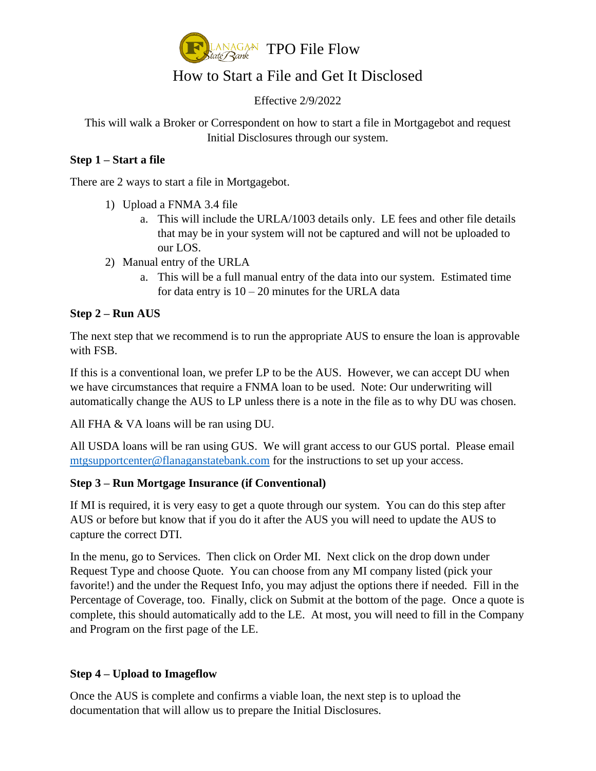# Flanagan State Bank TPO File Flow

## How to Start a File and Get It Disclosed

Effective 2/9/2022

This will walk a Broker or Correspondent on how to start a file in Mortgagebot and request Initial Disclosures through our system.

**Step 1 – Start a file**

There are 2 ways to start a file in Mortgagebot.

1) Upload a FNMA 3.4 file
   a. This will include the URLA/1003 details only. LE fees and other file details that may be in your system will not be captured and will not be uploaded to our LOS.
2) Manual entry of the URLA
   a. This will be a full manual entry of the data into our system. Estimated time for data entry is 10 – 20 minutes for the URLA data

**Step 2 – Run AUS**

The next step that we recommend is to run the appropriate AUS to ensure the loan is approvable with FSB.

If this is a conventional loan, we prefer LP to be the AUS. However, we can accept DU when we have circumstances that require a FNMA loan to be used. Note: Our underwriting will automatically change the AUS to LP unless there is a note in the file as to why DU was chosen.

All FHA & VA loans will be ran using DU.

All USDA loans will be ran using GUS. We will grant access to our GUS portal. Please email mtgsupportcenter@flanaganstatebank.com for the instructions to set up your access.

**Step 3 – Run Mortgage Insurance (if Conventional)**

If MI is required, it is very easy to get a quote through our system. You can do this step after AUS or before but know that if you do it after the AUS you will need to update the AUS to capture the correct DTI.

In the menu, go to Services. Then click on Order MI. Next click on the drop down under Request Type and choose Quote. You can choose from any MI company listed (pick your favorite!) and the under the Request Info, you may adjust the options there if needed. Fill in the Percentage of Coverage, too. Finally, click on Submit at the bottom of the page. Once a quote is complete, this should automatically add to the LE. At most, you will need to fill in the Company and Program on the first page of the LE.

**Step 4 – Upload to Imageflow**

Once the AUS is complete and confirms a viable loan, the next step is to upload the documentation that will allow us to prepare the Initial Disclosures.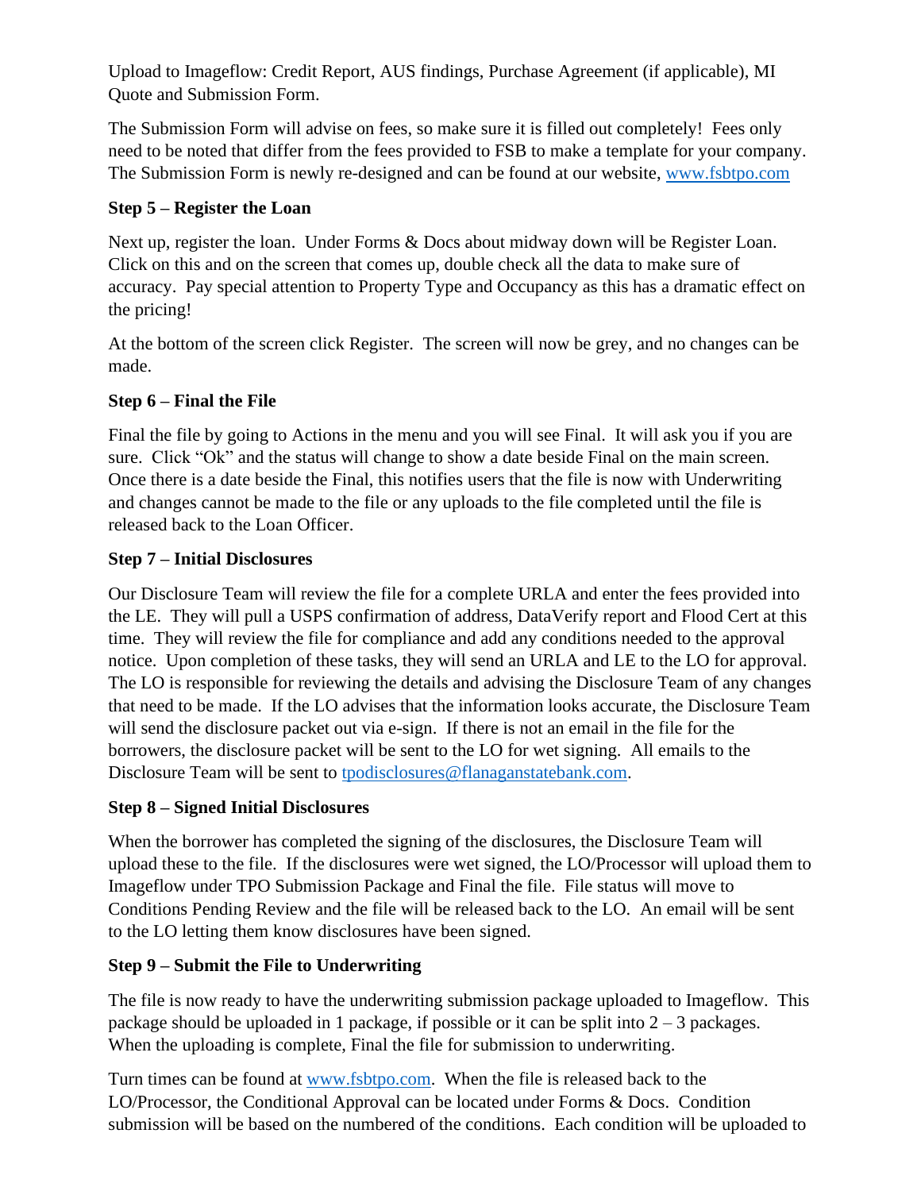Upload to Imageflow: Credit Report, AUS findings, Purchase Agreement (if applicable), MI Quote and Submission Form.

The Submission Form will advise on fees, so make sure it is filled out completely! Fees only need to be noted that differ from the fees provided to FSB to make a template for your company. The Submission Form is newly re-designed and can be found at our website, [www.fsbtpo.com](http://www.fsbtpo.com)

### Step 5 – Register the Loan

Next up, register the loan. Under Forms & Docs about midway down will be Register Loan. Click on this and on the screen that comes up, double check all the data to make sure of accuracy. Pay special attention to Property Type and Occupancy as this has a dramatic effect on the pricing!

At the bottom of the screen click Register. The screen will now be grey, and no changes can be made.

### Step 6 – Final the File

Final the file by going to Actions in the menu and you will see Final. It will ask you if you are sure. Click "Ok" and the status will change to show a date beside Final on the main screen. Once there is a date beside the Final, this notifies users that the file is now with Underwriting and changes cannot be made to the file or any uploads to the file completed until the file is released back to the Loan Officer.

### Step 7 – Initial Disclosures

Our Disclosure Team will review the file for a complete URLA and enter the fees provided into the LE. They will pull a USPS confirmation of address, DataVerify report and Flood Cert at this time. They will review the file for compliance and add any conditions needed to the approval notice. Upon completion of these tasks, they will send an URLA and LE to the LO for approval. The LO is responsible for reviewing the details and advising the Disclosure Team of any changes that need to be made. If the LO advises that the information looks accurate, the Disclosure Team will send the disclosure packet out via e-sign. If there is not an email in the file for the borrowers, the disclosure packet will be sent to the LO for wet signing. All emails to the Disclosure Team will be sent to [tpodisclosures@flanaganstatebank.com](mailto:tpodisclosures@flanaganstatebank.com).

### Step 8 – Signed Initial Disclosures

When the borrower has completed the signing of the disclosures, the Disclosure Team will upload these to the file. If the disclosures were wet signed, the LO/Processor will upload them to Imageflow under TPO Submission Package and Final the file. File status will move to Conditions Pending Review and the file will be released back to the LO. An email will be sent to the LO letting them know disclosures have been signed.

### Step 9 – Submit the File to Underwriting

The file is now ready to have the underwriting submission package uploaded to Imageflow. This package should be uploaded in 1 package, if possible or it can be split into 2 – 3 packages. When the uploading is complete, Final the file for submission to underwriting.

Turn times can be found at [www.fsbtpo.com](http://www.fsbtpo.com). When the file is released back to the LO/Processor, the Conditional Approval can be located under Forms & Docs. Condition submission will be based on the numbered of the conditions. Each condition will be uploaded to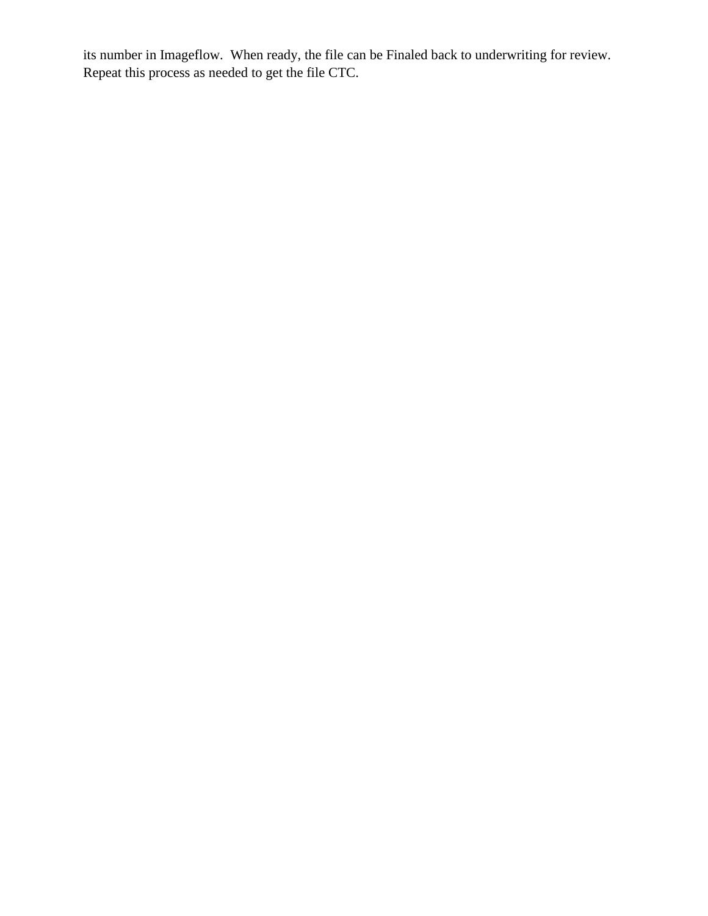its number in Imageflow.  When ready, the file can be Finaled back to underwriting for review. Repeat this process as needed to get the file CTC.